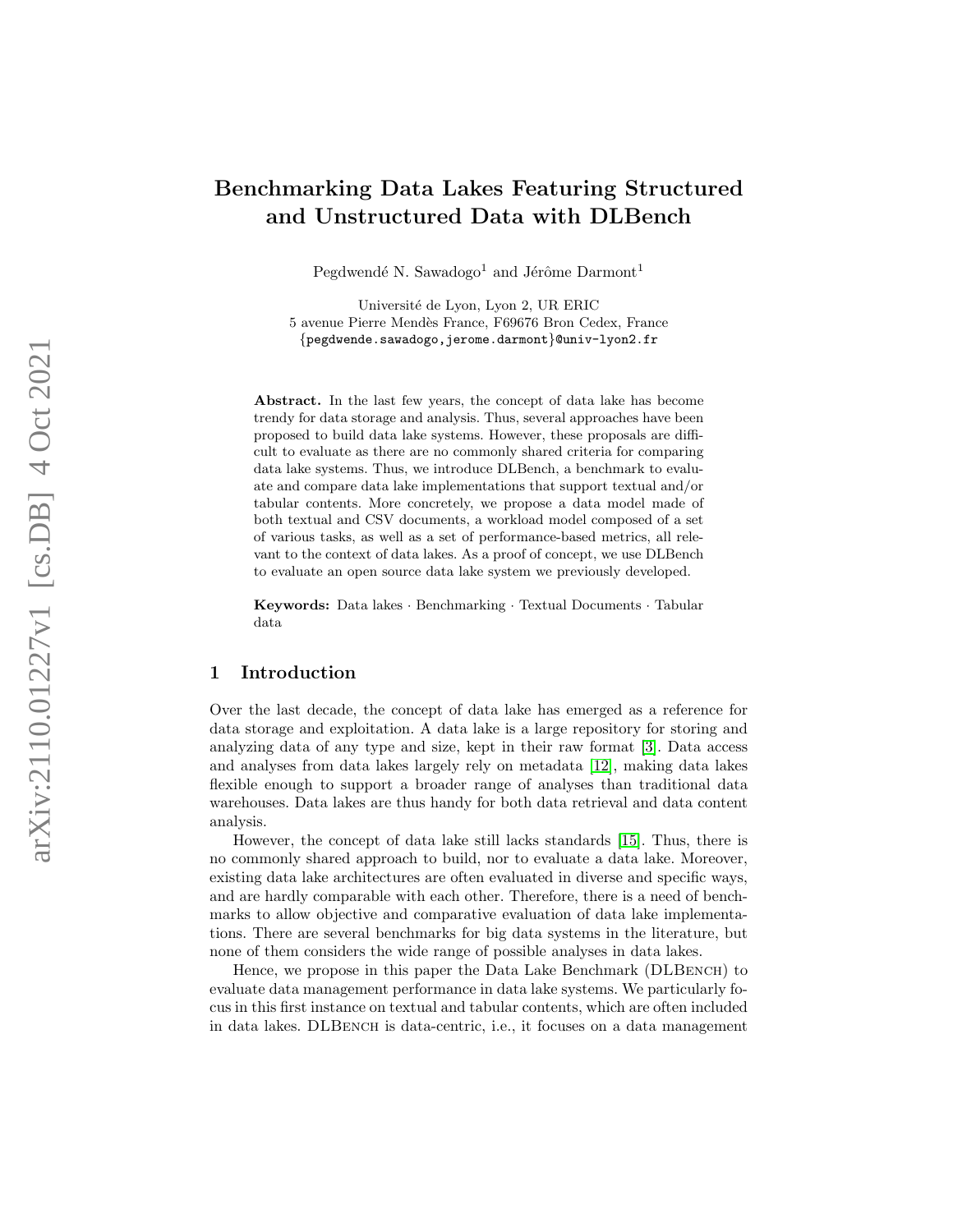# Benchmarking Data Lakes Featuring Structured and Unstructured Data with DLBench

Pegdwendé N. Sawadogo[1] and Jérôme Darmont[1]

Université de Lyon, Lyon 2, UR ERIC
5 avenue Pierre Mendès France, F69676 Bron Cedex, France
{pegdwende.sawadogo,jerome.darmont}@univ-lyon2.fr

**Abstract.** In the last few years, the concept of data lake has become trendy for data storage and analysis. Thus, several approaches have been proposed to build data lake systems. However, these proposals are difficult to evaluate as there are no commonly shared criteria for comparing data lake systems. Thus, we introduce DLBench, a benchmark to evaluate and compare data lake implementations that support textual and/or tabular contents. More concretely, we propose a data model made of both textual and CSV documents, a workload model composed of a set of various tasks, as well as a set of performance-based metrics, all relevant to the context of data lakes. As a proof of concept, we use DLBench to evaluate an open source data lake system we previously developed.

**Keywords:** Data lakes · Benchmarking · Textual Documents · Tabular data

## 1 Introduction

Over the last decade, the concept of data lake has emerged as a reference for data storage and exploitation. A data lake is a large repository for storing and analyzing data of any type and size, kept in their raw format [3]. Data access and analyses from data lakes largely rely on metadata [12], making data lakes flexible enough to support a broader range of analyses than traditional data warehouses. Data lakes are thus handy for both data retrieval and data content analysis.

However, the concept of data lake still lacks standards [15]. Thus, there is no commonly shared approach to build, nor to evaluate a data lake. Moreover, existing data lake architectures are often evaluated in diverse and specific ways, and are hardly comparable with each other. Therefore, there is a need of benchmarks to allow objective and comparative evaluation of data lake implementations. There are several benchmarks for big data systems in the literature, but none of them considers the wide range of possible analyses in data lakes.

Hence, we propose in this paper the Data Lake Benchmark (DLBench) to evaluate data management performance in data lake systems. We particularly focus in this first instance on textual and tabular contents, which are often included in data lakes. DLBench is data-centric, i.e., it focuses on a data management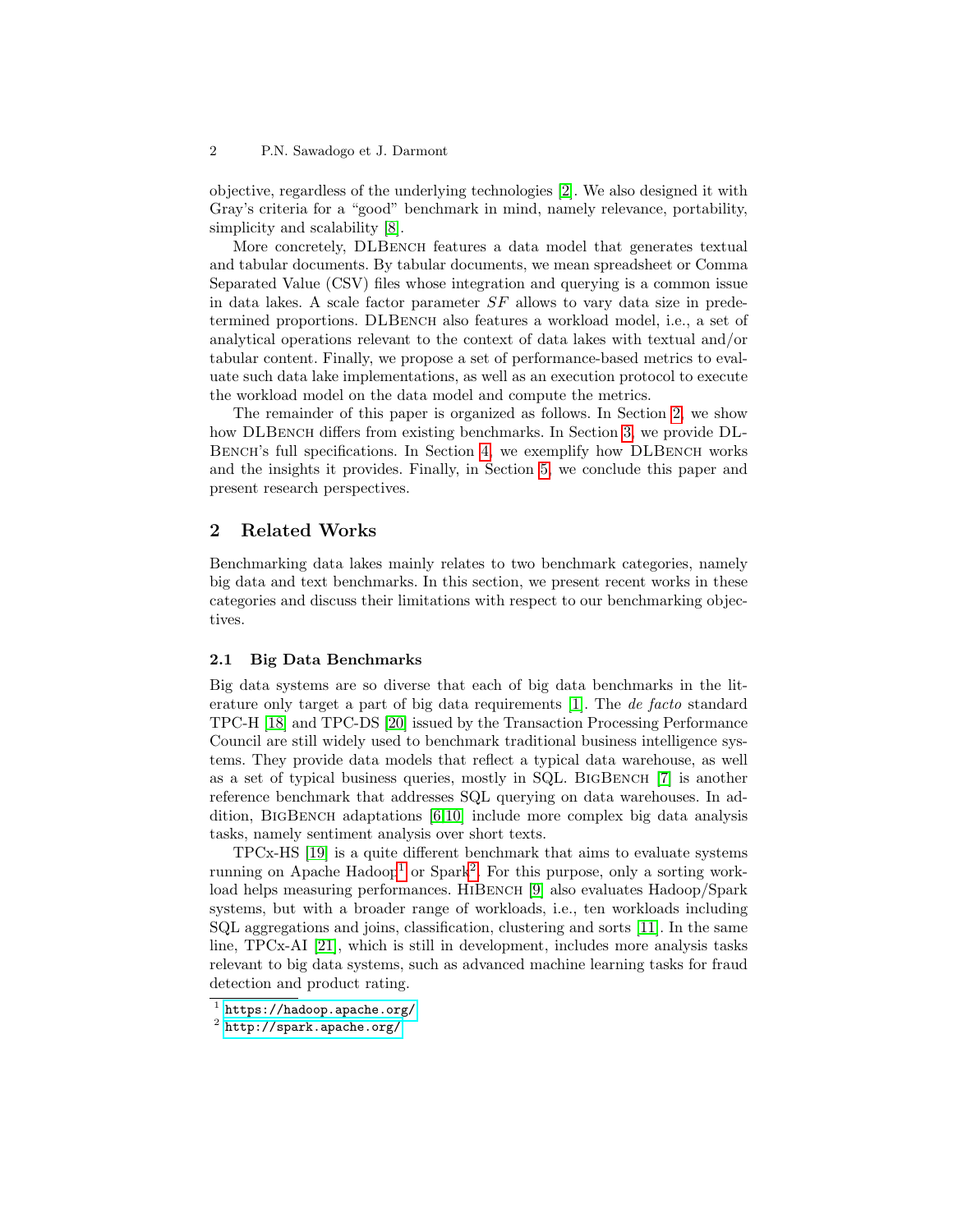objective, regardless of the underlying technologies [2]. We also designed it with Gray's criteria for a "good" benchmark in mind, namely relevance, portability, simplicity and scalability [8].

More concretely, DLBench features a data model that generates textual and tabular documents. By tabular documents, we mean spreadsheet or Comma Separated Value (CSV) files whose integration and querying is a common issue in data lakes. A scale factor parameter $SF$ allows to vary data size in predetermined proportions. DLBench also features a workload model, i.e., a set of analytical operations relevant to the context of data lakes with textual and/or tabular content. Finally, we propose a set of performance-based metrics to evaluate such data lake implementations, as well as an execution protocol to execute the workload model on the data model and compute the metrics.

The remainder of this paper is organized as follows. In Section 2, we show how DLBench differs from existing benchmarks. In Section 3, we provide DLBench's full specifications. In Section 4, we exemplify how DLBench works and the insights it provides. Finally, in Section 5, we conclude this paper and present research perspectives.

## 2 Related Works

Benchmarking data lakes mainly relates to two benchmark categories, namely big data and text benchmarks. In this section, we present recent works in these categories and discuss their limitations with respect to our benchmarking objectives.

### 2.1 Big Data Benchmarks

Big data systems are so diverse that each of big data benchmarks in the literature only target a part of big data requirements [1]. The *de facto* standard TPC-H [18] and TPC-DS [20] issued by the Transaction Processing Performance Council are still widely used to benchmark traditional business intelligence systems. They provide data models that reflect a typical data warehouse, as well as a set of typical business queries, mostly in SQL. BigBench [7] is another reference benchmark that addresses SQL querying on data warehouses. In addition, BigBench adaptations [6,10] include more complex big data analysis tasks, namely sentiment analysis over short texts.

TPCx-HS [19] is a quite different benchmark that aims to evaluate systems running on Apache Hadoop[1] or Spark[2]. For this purpose, only a sorting workload helps measuring performances. HiBench [9] also evaluates Hadoop/Spark systems, but with a broader range of workloads, i.e., ten workloads including SQL aggregations and joins, classification, clustering and sorts [11]. In the same line, TPCx-AI [21], which is still in development, includes more analysis tasks relevant to big data systems, such as advanced machine learning tasks for fraud detection and product rating.

[1] https://hadoop.apache.org/

[2] http://spark.apache.org/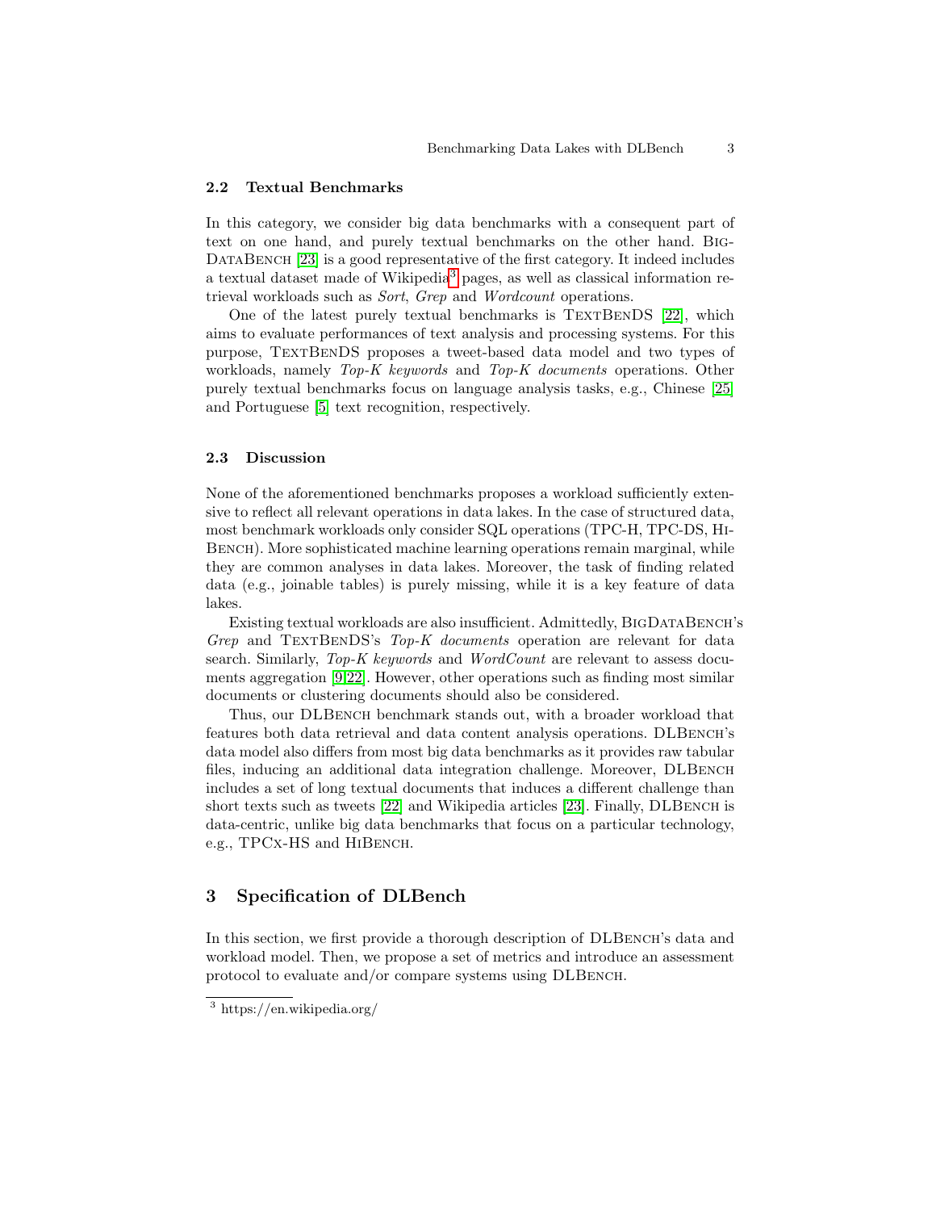### 2.2 Textual Benchmarks

In this category, we consider big data benchmarks with a consequent part of text on one hand, and purely textual benchmarks on the other hand. BigDataBench [23] is a good representative of the first category. It indeed includes a textual dataset made of Wikipedia[3] pages, as well as classical information retrieval workloads such as *Sort*, *Grep* and *Wordcount* operations.

One of the latest purely textual benchmarks is TextBenDS [22], which aims to evaluate performances of text analysis and processing systems. For this purpose, TextBenDS proposes a tweet-based data model and two types of workloads, namely *Top-K keywords* and *Top-K documents* operations. Other purely textual benchmarks focus on language analysis tasks, e.g., Chinese [25] and Portuguese [5] text recognition, respectively.

### 2.3 Discussion

None of the aforementioned benchmarks proposes a workload sufficiently extensive to reflect all relevant operations in data lakes. In the case of structured data, most benchmark workloads only consider SQL operations (TPC-H, TPC-DS, HiBench). More sophisticated machine learning operations remain marginal, while they are common analyses in data lakes. Moreover, the task of finding related data (e.g., joinable tables) is purely missing, while it is a key feature of data lakes.

Existing textual workloads are also insufficient. Admittedly, BigDataBench's *Grep* and TextBenDS's *Top-K documents* operation are relevant for data search. Similarly, *Top-K keywords* and *WordCount* are relevant to assess documents aggregation [9,22]. However, other operations such as finding most similar documents or clustering documents should also be considered.

Thus, our DLBench benchmark stands out, with a broader workload that features both data retrieval and data content analysis operations. DLBench's data model also differs from most big data benchmarks as it provides raw tabular files, inducing an additional data integration challenge. Moreover, DLBench includes a set of long textual documents that induces a different challenge than short texts such as tweets [22] and Wikipedia articles [23]. Finally, DLBench is data-centric, unlike big data benchmarks that focus on a particular technology, e.g., TPCx-HS and HiBench.

## 3 Specification of DLBench

In this section, we first provide a thorough description of DLBench's data and workload model. Then, we propose a set of metrics and introduce an assessment protocol to evaluate and/or compare systems using DLBench.

[3] https://en.wikipedia.org/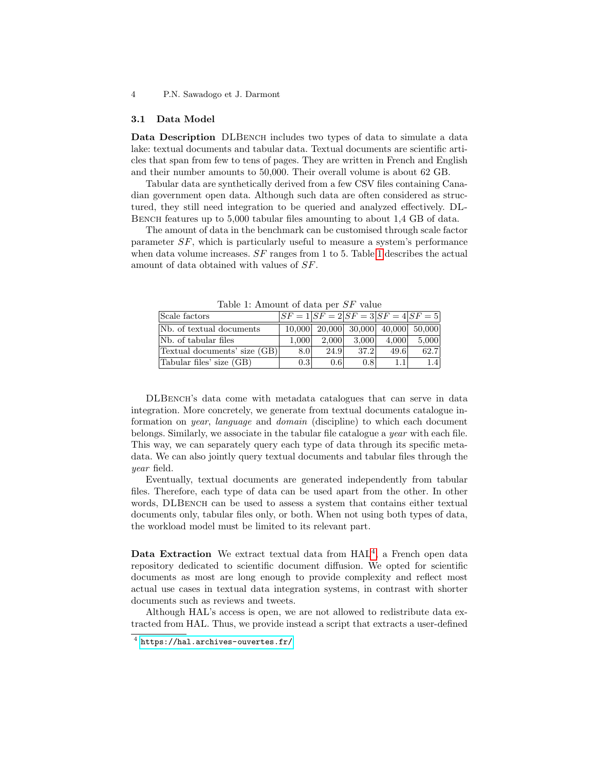### 3.1 Data Model

**Data Description** DLBench includes two types of data to simulate a data lake: textual documents and tabular data. Textual documents are scientific articles that span from few to tens of pages. They are written in French and English and their number amounts to 50,000. Their overall volume is about 62 GB.

Tabular data are synthetically derived from a few CSV files containing Canadian government open data. Although such data are often considered as structured, they still need integration to be queried and analyzed effectively. DLBench features up to 5,000 tabular files amounting to about 1,4 GB of data.

The amount of data in the benchmark can be customised through scale factor parameter $SF$, which is particularly useful to measure a system's performance when data volume increases. $SF$ ranges from 1 to 5. Table 1 describes the actual amount of data obtained with values of $SF$.

Table 1: Amount of data per $SF$ value

| Scale factors | $SF = 1$ | $SF = 2$ | $SF = 3$ | $SF = 4$ | $SF = 5$ |
|---|---|---|---|---|---|
| Nb. of textual documents | 10,000 | 20,000 | 30,000 | 40,000 | 50,000 |
| Nb. of tabular files | 1,000 | 2,000 | 3,000 | 4,000 | 5,000 |
| Textual documents' size (GB) | 8.0 | 24.9 | 37.2 | 49.6 | 62.7 |
| Tabular files' size (GB) | 0.3 | 0.6 | 0.8 | 1.1 | 1.4 |

DLBench's data come with metadata catalogues that can serve in data integration. More concretely, we generate from textual documents catalogue information on *year*, *language* and *domain* (discipline) to which each document belongs. Similarly, we associate in the tabular file catalogue a *year* with each file. This way, we can separately query each type of data through its specific metadata. We can also jointly query textual documents and tabular files through the *year* field.

Eventually, textual documents are generated independently from tabular files. Therefore, each type of data can be used apart from the other. In other words, DLBench can be used to assess a system that contains either textual documents only, tabular files only, or both. When not using both types of data, the workload model must be limited to its relevant part.

**Data Extraction** We extract textual data from HAL[4], a French open data repository dedicated to scientific document diffusion. We opted for scientific documents as most are long enough to provide complexity and reflect most actual use cases in textual data integration systems, in contrast with shorter documents such as reviews and tweets.

Although HAL's access is open, we are not allowed to redistribute data extracted from HAL. Thus, we provide instead a script that extracts a user-defined

[4] https://hal.archives-ouvertes.fr/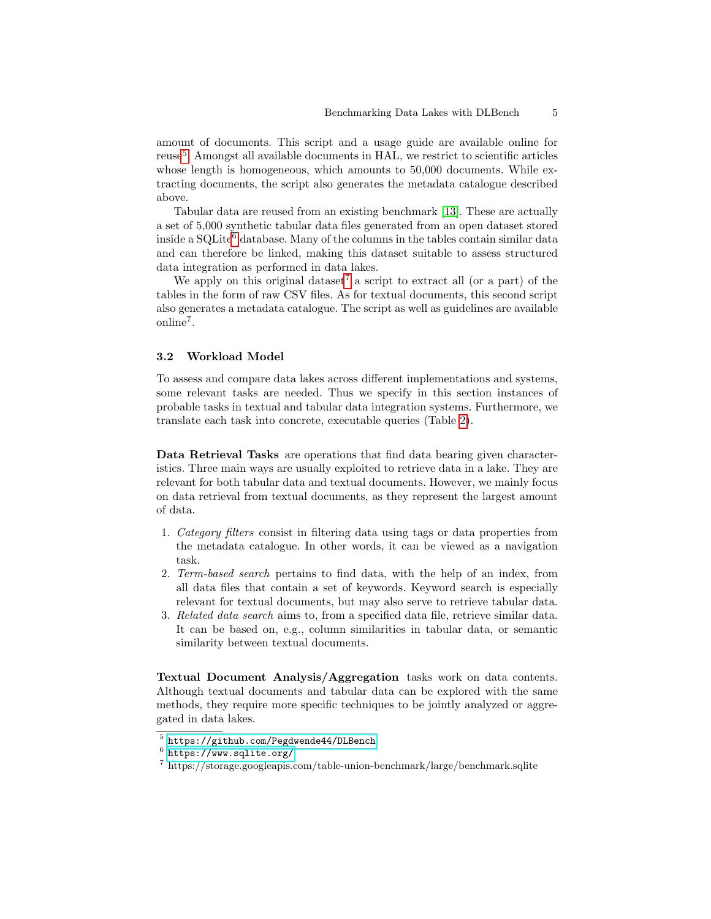amount of documents. This script and a usage guide are available online for reuse[5]. Amongst all available documents in HAL, we restrict to scientific articles whose length is homogeneous, which amounts to 50,000 documents. While extracting documents, the script also generates the metadata catalogue described above.

Tabular data are reused from an existing benchmark [13]. These are actually a set of 5,000 synthetic tabular data files generated from an open dataset stored inside a SQLite[6] database. Many of the columns in the tables contain similar data and can therefore be linked, making this dataset suitable to assess structured data integration as performed in data lakes.

We apply on this original dataset[7] a script to extract all (or a part) of the tables in the form of raw CSV files. As for textual documents, this second script also generates a metadata catalogue. The script as well as guidelines are available online[7].

### 3.2 Workload Model

To assess and compare data lakes across different implementations and systems, some relevant tasks are needed. Thus we specify in this section instances of probable tasks in textual and tabular data integration systems. Furthermore, we translate each task into concrete, executable queries (Table 2).

**Data Retrieval Tasks** are operations that find data bearing given characteristics. Three main ways are usually exploited to retrieve data in a lake. They are relevant for both tabular data and textual documents. However, we mainly focus on data retrieval from textual documents, as they represent the largest amount of data.

1. *Category filters* consist in filtering data using tags or data properties from the metadata catalogue. In other words, it can be viewed as a navigation task.
2. *Term-based search* pertains to find data, with the help of an index, from all data files that contain a set of keywords. Keyword search is especially relevant for textual documents, but may also serve to retrieve tabular data.
3. *Related data search* aims to, from a specified data file, retrieve similar data. It can be based on, e.g., column similarities in tabular data, or semantic similarity between textual documents.

**Textual Document Analysis/Aggregation** tasks work on data contents. Although textual documents and tabular data can be explored with the same methods, they require more specific techniques to be jointly analyzed or aggregated in data lakes.

---

[5] https://github.com/Pegdwende44/DLBench

[6] https://www.sqlite.org/

[7] https://storage.googleapis.com/table-union-benchmark/large/benchmark.sqlite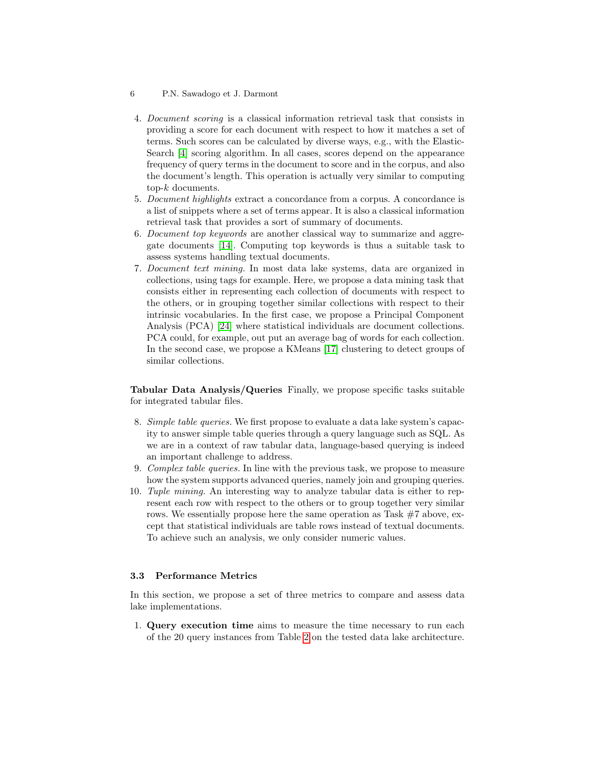4. *Document scoring* is a classical information retrieval task that consists in providing a score for each document with respect to how it matches a set of terms. Such scores can be calculated by diverse ways, e.g., with the ElasticSearch [4] scoring algorithm. In all cases, scores depend on the appearance frequency of query terms in the document to score and in the corpus, and also the document's length. This operation is actually very similar to computing top-$k$ documents.
5. *Document highlights* extract a concordance from a corpus. A concordance is a list of snippets where a set of terms appear. It is also a classical information retrieval task that provides a sort of summary of documents.
6. *Document top keywords* are another classical way to summarize and aggregate documents [14]. Computing top keywords is thus a suitable task to assess systems handling textual documents.
7. *Document text mining.* In most data lake systems, data are organized in collections, using tags for example. Here, we propose a data mining task that consists either in representing each collection of documents with respect to the others, or in grouping together similar collections with respect to their intrinsic vocabularies. In the first case, we propose a Principal Component Analysis (PCA) [24] where statistical individuals are document collections. PCA could, for example, out put an average bag of words for each collection. In the second case, we propose a KMeans [17] clustering to detect groups of similar collections.

**Tabular Data Analysis/Queries** Finally, we propose specific tasks suitable for integrated tabular files.

8. *Simple table queries.* We first propose to evaluate a data lake system's capacity to answer simple table queries through a query language such as SQL. As we are in a context of raw tabular data, language-based querying is indeed an important challenge to address.
9. *Complex table queries.* In line with the previous task, we propose to measure how the system supports advanced queries, namely join and grouping queries.
10. *Tuple mining.* An interesting way to analyze tabular data is either to represent each row with respect to the others or to group together very similar rows. We essentially propose here the same operation as Task #7 above, except that statistical individuals are table rows instead of textual documents. To achieve such an analysis, we only consider numeric values.

### 3.3 Performance Metrics

In this section, we propose a set of three metrics to compare and assess data lake implementations.

1. **Query execution time** aims to measure the time necessary to run each of the 20 query instances from Table 2 on the tested data lake architecture.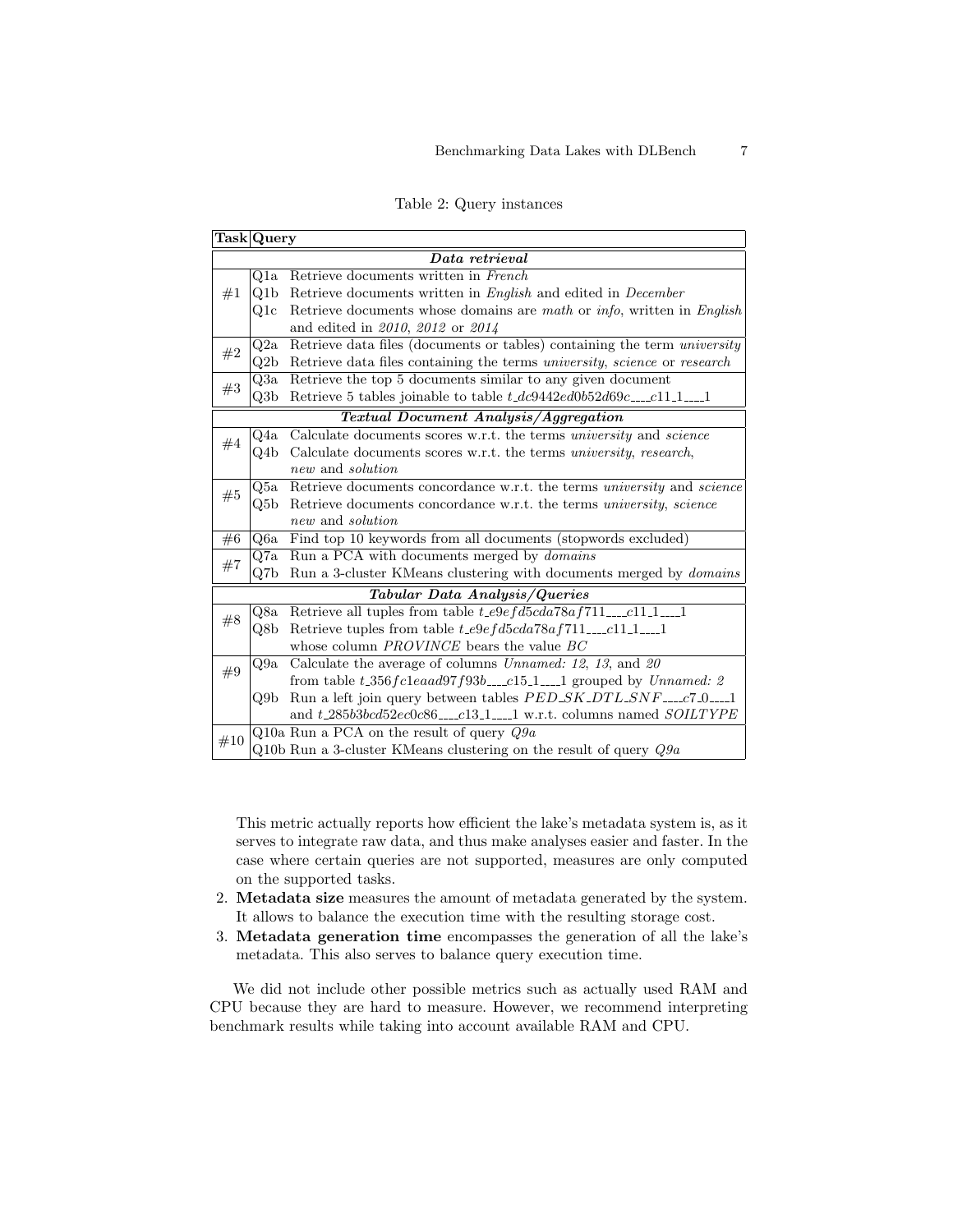Table 2: Query instances

| Task | Query | |
|---|---|---|
| *Data retrieval* | | |
| #1 | Q1a | Retrieve documents written in *French* |
| | Q1b | Retrieve documents written in *English* and edited in *December* |
| | Q1c | Retrieve documents whose domains are *math* or *info*, written in *English* and edited in *2010*, *2012* or *2014* |
| #2 | Q2a | Retrieve data files (documents or tables) containing the term *university* |
| | Q2b | Retrieve data files containing the terms *university*, *science* or *research* |
| #3 | Q3a | Retrieve the top 5 documents similar to any given document |
| | Q3b | Retrieve 5 tables joinable to table *t_dc9442ed0b52d69c____c11_1____1* |
| *Textual Document Analysis/Aggregation* | | |
| #4 | Q4a | Calculate documents scores w.r.t. the terms *university* and *science* |
| | Q4b | Calculate documents scores w.r.t. the terms *university*, *research*, *new* and *solution* |
| #5 | Q5a | Retrieve documents concordance w.r.t. the terms *university* and *science* |
| | Q5b | Retrieve documents concordance w.r.t. the terms *university*, *science* *new* and *solution* |
| #6 | Q6a | Find top 10 keywords from all documents (stopwords excluded) |
| #7 | Q7a | Run a PCA with documents merged by *domains* |
| | Q7b | Run a 3-cluster KMeans clustering with documents merged by *domains* |
| *Tabular Data Analysis/Queries* | | |
| #8 | Q8a | Retrieve all tuples from table *t_e9efd5cda78af711____c11_1____1* |
| | Q8b | Retrieve tuples from table *t_e9efd5cda78af711____c11_1____1* whose column *PROVINCE* bears the value *BC* |
| #9 | Q9a | Calculate the average of columns *Unnamed: 12*, *13*, and *20* from table *t_356fc1eaad97f93b____c15_1____1* grouped by *Unnamed: 2* |
| | Q9b | Run a left join query between tables *PED_SK_DTL_SNF____c7_0____1* and *t_285b3bcd52ec0c86____c13_1____1* w.r.t. columns named *SOILTYPE* |
| #10 | Q10a | Run a PCA on the result of query *Q9a* |
| | Q10b | Run a 3-cluster KMeans clustering on the result of query *Q9a* |

This metric actually reports how efficient the lake's metadata system is, as it serves to integrate raw data, and thus make analyses easier and faster. In the case where certain queries are not supported, measures are only computed on the supported tasks.

2. **Metadata size** measures the amount of metadata generated by the system. It allows to balance the execution time with the resulting storage cost.
3. **Metadata generation time** encompasses the generation of all the lake's metadata. This also serves to balance query execution time.

We did not include other possible metrics such as actually used RAM and CPU because they are hard to measure. However, we recommend interpreting benchmark results while taking into account available RAM and CPU.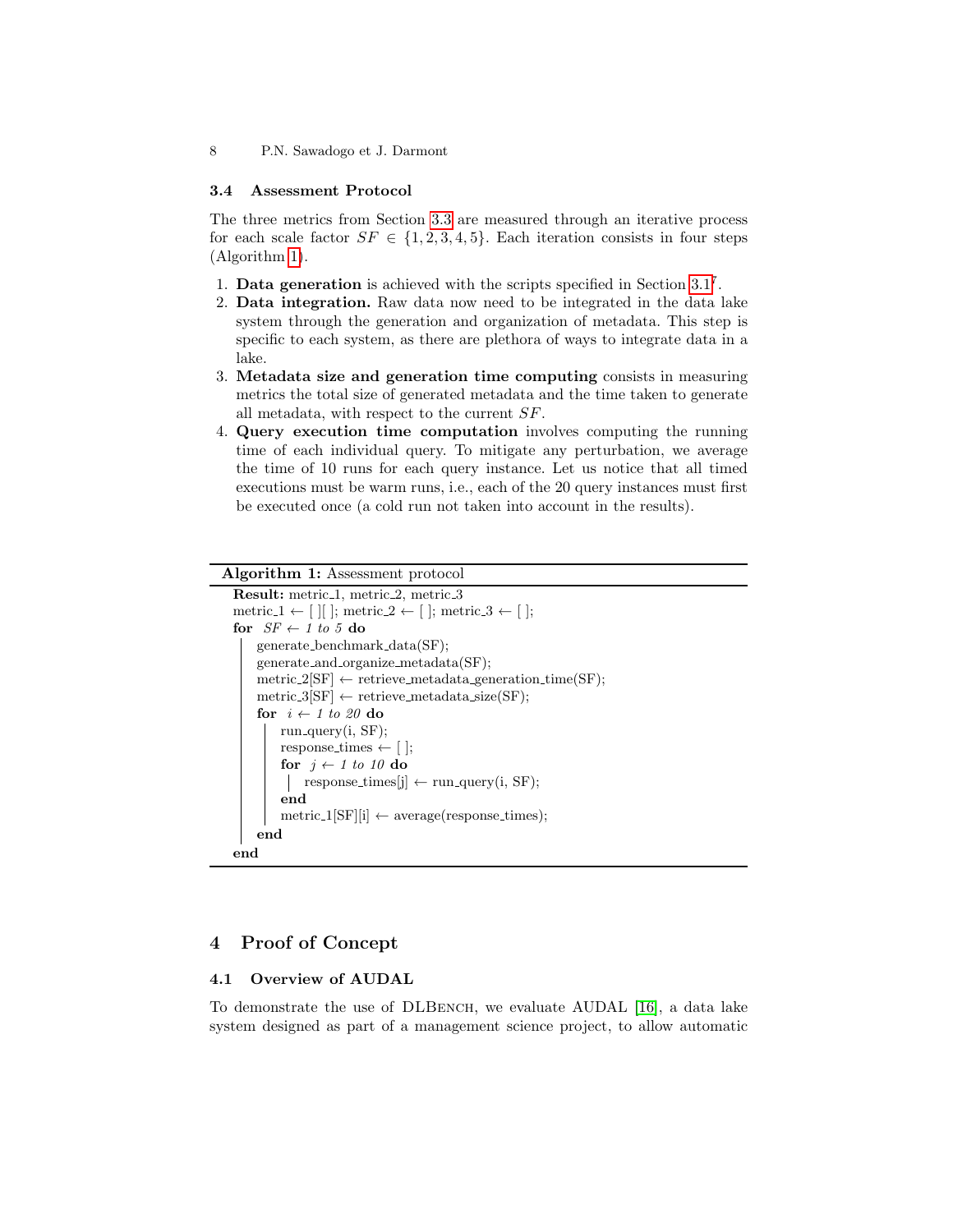### 3.4 Assessment Protocol

The three metrics from Section 3.3 are measured through an iterative process for each scale factor $SF \in \{1, 2, 3, 4, 5\}$. Each iteration consists in four steps (Algorithm 1).

1. **Data generation** is achieved with the scripts specified in Section 3.1[7].
2. **Data integration.** Raw data now need to be integrated in the data lake system through the generation and organization of metadata. This step is specific to each system, as there are plethora of ways to integrate data in a lake.
3. **Metadata size and generation time computing** consists in measuring metrics the total size of generated metadata and the time taken to generate all metadata, with respect to the current $SF$.
4. **Query execution time computation** involves computing the running time of each individual query. To mitigate any perturbation, we average the time of 10 runs for each query instance. Let us notice that all timed executions must be warm runs, i.e., each of the 20 query instances must first be executed once (a cold run not taken into account in the results).

**Algorithm 1:** Assessment protocol

```
Result: metric_1, metric_2, metric_3
metric_1 ← [ ][ ]; metric_2 ← [ ]; metric_3 ← [ ];
for SF ← 1 to 5 do
    generate_benchmark_data(SF);
    generate_and_organize_metadata(SF);
    metric_2[SF] ← retrieve_metadata_generation_time(SF);
    metric_3[SF] ← retrieve_metadata_size(SF);
    for i ← 1 to 20 do
        run_query(i, SF);
        response_times ← [ ];
        for j ← 1 to 10 do
            response_times[j] ← run_query(i, SF);
        end
        metric_1[SF][i] ← average(response_times);
    end
end
```

## 4 Proof of Concept

### 4.1 Overview of AUDAL

To demonstrate the use of DLBench, we evaluate AUDAL [16], a data lake system designed as part of a management science project, to allow automatic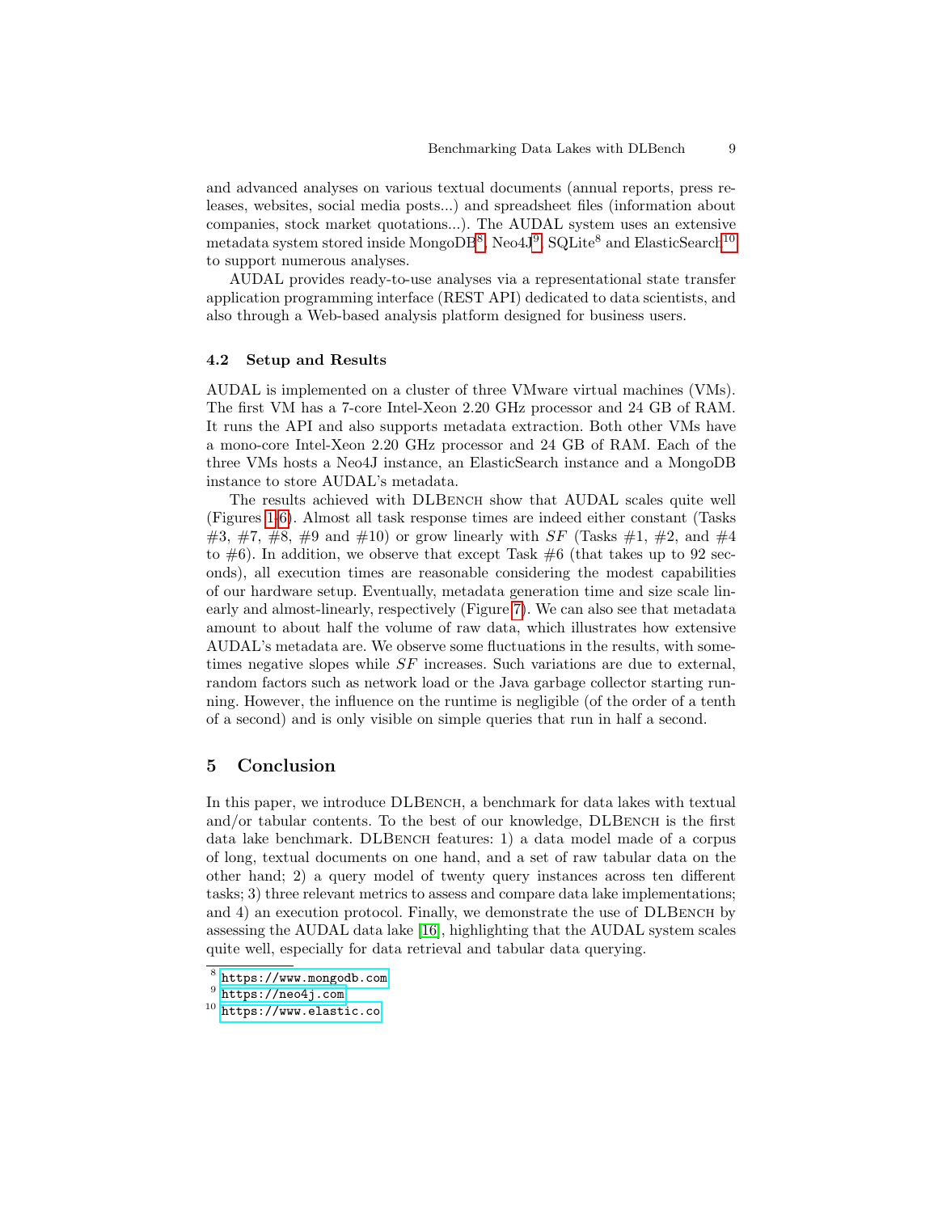and advanced analyses on various textual documents (annual reports, press releases, websites, social media posts...) and spreadsheet files (information about companies, stock market quotations...). The AUDAL system uses an extensive metadata system stored inside MongoDB[8], Neo4J[9], SQLite[8] and ElasticSearch[10] to support numerous analyses.

AUDAL provides ready-to-use analyses via a representational state transfer application programming interface (REST API) dedicated to data scientists, and also through a Web-based analysis platform designed for business users.

### 4.2 Setup and Results

AUDAL is implemented on a cluster of three VMware virtual machines (VMs). The first VM has a 7-core Intel-Xeon 2.20 GHz processor and 24 GB of RAM. It runs the API and also supports metadata extraction. Both other VMs have a mono-core Intel-Xeon 2.20 GHz processor and 24 GB of RAM. Each of the three VMs hosts a Neo4J instance, an ElasticSearch instance and a MongoDB instance to store AUDAL's metadata.

The results achieved with DLBench show that AUDAL scales quite well (Figures 1–6). Almost all task response times are indeed either constant (Tasks #3, #7, #8, #9 and #10) or grow linearly with *SF* (Tasks #1, #2, and #4 to #6). In addition, we observe that except Task #6 (that takes up to 92 seconds), all execution times are reasonable considering the modest capabilities of our hardware setup. Eventually, metadata generation time and size scale linearly and almost-linearly, respectively (Figure 7). We can also see that metadata amount to about half the volume of raw data, which illustrates how extensive AUDAL's metadata are. We observe some fluctuations in the results, with sometimes negative slopes while *SF* increases. Such variations are due to external, random factors such as network load or the Java garbage collector starting running. However, the influence on the runtime is negligible (of the order of a tenth of a second) and is only visible on simple queries that run in half a second.

## 5 Conclusion

In this paper, we introduce DLBench, a benchmark for data lakes with textual and/or tabular contents. To the best of our knowledge, DLBench is the first data lake benchmark. DLBench features: 1) a data model made of a corpus of long, textual documents on one hand, and a set of raw tabular data on the other hand; 2) a query model of twenty query instances across ten different tasks; 3) three relevant metrics to assess and compare data lake implementations; and 4) an execution protocol. Finally, we demonstrate the use of DLBench by assessing the AUDAL data lake [16], highlighting that the AUDAL system scales quite well, especially for data retrieval and tabular data querying.

[8] https://www.mongodb.com
[9] https://neo4j.com
[10] https://www.elastic.co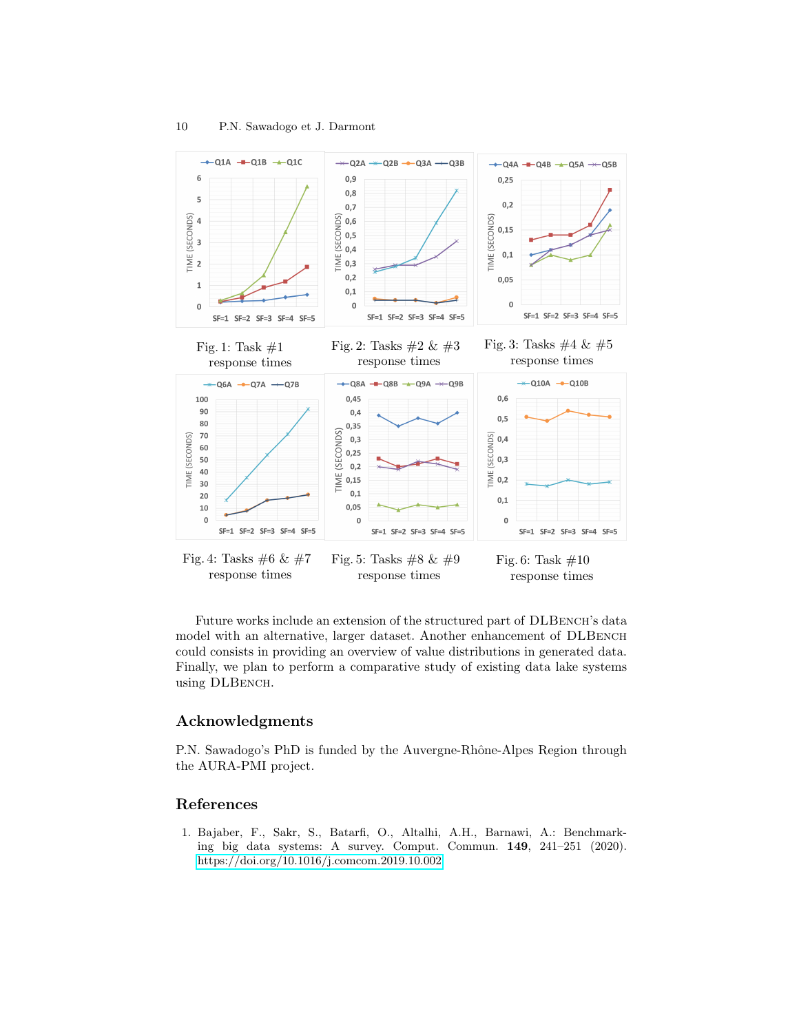Q1A Q1B Q1C
TIME (SECONDS)
6 5 4 3 2 1 0
SF=1 SF=2 SF=3 SF=4 SF=5

Fig. 1: Task #1 response times

Q2A Q2B Q3A Q3B
TIME (SECONDS)
0,9 0,8 0,7 0,6 0,5 0,4 0,3 0,2 0,1 0
SF=1 SF=2 SF=3 SF=4 SF=5

Fig. 2: Tasks #2 & #3 response times

Q4A Q4B Q5A Q5B
TIME (SECONDS)
0,25 0,2 0,15 0,1 0,05 0
SF=1 SF=2 SF=3 SF=4 SF=5

Fig. 3: Tasks #4 & #5 response times

Q6A Q7A Q7B
TIME (SECONDS)
100 90 80 70 60 50 40 30 20 10 0
SF=1 SF=2 SF=3 SF=4 SF=5

Fig. 4: Tasks #6 & #7 response times

Q8A Q8B Q9A Q9B
TIME (SECONDS)
0,45 0,4 0,35 0,3 0,25 0,2 0,15 0,1 0,05 0
SF=1 SF=2 SF=3 SF=4 SF=5

Fig. 5: Tasks #8 & #9 response times

Q10A Q10B
TIME (SECONDS)
0,6 0,5 0,4 0,3 0,2 0,1 0
SF=1 SF=2 SF=3 SF=4 SF=5

Fig. 6: Task #10 response times

Future works include an extension of the structured part of DLBench's data model with an alternative, larger dataset. Another enhancement of DLBench could consists in providing an overview of value distributions in generated data. Finally, we plan to perform a comparative study of existing data lake systems using DLBench.

## Acknowledgments

P.N. Sawadogo's PhD is funded by the Auvergne-Rhône-Alpes Region through the AURA-PMI project.

## References

1. Bajaber, F., Sakr, S., Batarfi, O., Altalhi, A.H., Barnawi, A.: Benchmarking big data systems: A survey. Comput. Commun. **149**, 241–251 (2020). https://doi.org/10.1016/j.comcom.2019.10.002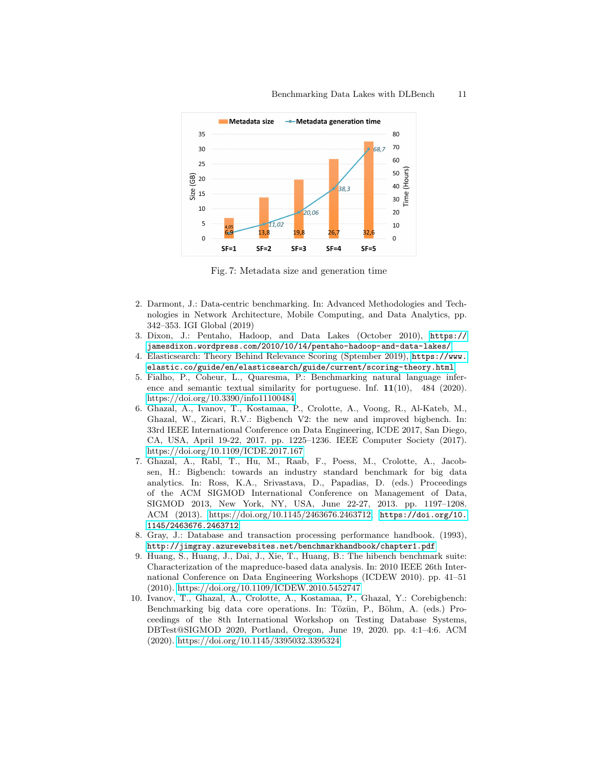Metadata size
Metadata generation time

Size (GB)
35
30
25
20
15
10
5
0

Time (Hours)
80
70
60
50
40
30
20
10
0

4,05
6,9
11,02
13,8
20,06
19,8
38,3
26,7
68,7
32,6

SF=1
SF=2
SF=3
SF=4
SF=5

Fig. 7: Metadata size and generation time

2. Darmont, J.: Data-centric benchmarking. In: Advanced Methodologies and Technologies in Network Architecture, Mobile Computing, and Data Analytics, pp. 342–353. IGI Global (2019)
3. Dixon, J.: Pentaho, Hadoop, and Data Lakes (October 2010), https://jamesdixon.wordpress.com/2010/10/14/pentaho-hadoop-and-data-lakes/
4. Elasticsearch: Theory Behind Relevance Scoring (Sptember 2019), https://www.elastic.co/guide/en/elasticsearch/guide/current/scoring-theory.html
5. Fialho, P., Coheur, L., Quaresma, P.: Benchmarking natural language inference and semantic textual similarity for portuguese. Inf. **11**(10), 484 (2020). https://doi.org/10.3390/info11100484
6. Ghazal, A., Ivanov, T., Kostamaa, P., Crolotte, A., Voong, R., Al-Kateb, M., Ghazal, W., Zicari, R.V.: Bigbench V2: the new and improved bigbench. In: 33rd IEEE International Conference on Data Engineering, ICDE 2017, San Diego, CA, USA, April 19-22, 2017. pp. 1225–1236. IEEE Computer Society (2017). https://doi.org/10.1109/ICDE.2017.167
7. Ghazal, A., Rabl, T., Hu, M., Raab, F., Poess, M., Crolotte, A., Jacobsen, H.: Bigbench: towards an industry standard benchmark for big data analytics. In: Ross, K.A., Srivastava, D., Papadias, D. (eds.) Proceedings of the ACM SIGMOD International Conference on Management of Data, SIGMOD 2013, New York, NY, USA, June 22-27, 2013. pp. 1197–1208. ACM (2013). https://doi.org/10.1145/2463676.2463712, https://doi.org/10.1145/2463676.2463712
8. Gray, J.: Database and transaction processing performance handbook. (1993), http://jimgray.azurewebsites.net/benchmarkhandbook/chapter1.pdf
9. Huang, S., Huang, J., Dai, J., Xie, T., Huang, B.: The hibench benchmark suite: Characterization of the mapreduce-based data analysis. In: 2010 IEEE 26th International Conference on Data Engineering Workshops (ICDEW 2010). pp. 41–51 (2010). https://doi.org/10.1109/ICDEW.2010.5452747
10. Ivanov, T., Ghazal, A., Crolotte, A., Kostamaa, P., Ghazal, Y.: Corebigbench: Benchmarking big data core operations. In: Tözün, P., Böhm, A. (eds.) Proceedings of the 8th International Workshop on Testing Database Systems, DBTest@SIGMOD 2020, Portland, Oregon, June 19, 2020. pp. 4:1–4:6. ACM (2020). https://doi.org/10.1145/3395032.3395324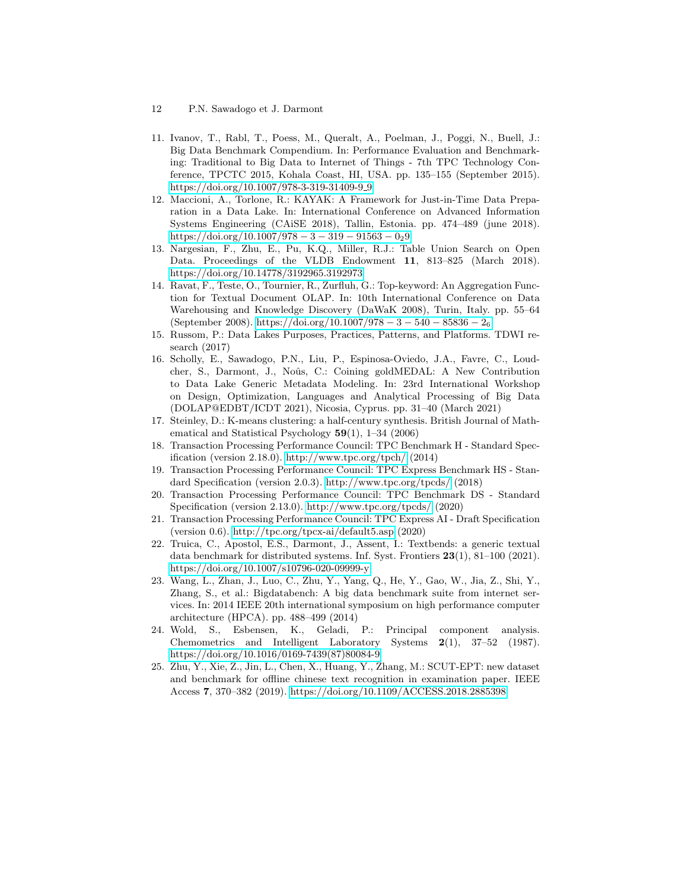11. Ivanov, T., Rabl, T., Poess, M., Queralt, A., Poelman, J., Poggi, N., Buell, J.: Big Data Benchmark Compendium. In: Performance Evaluation and Benchmarking: Traditional to Big Data to Internet of Things - 7th TPC Technology Conference, TPCTC 2015, Kohala Coast, HI, USA. pp. 135–155 (September 2015). https://doi.org/10.1007/978-3-319-31409-9_9
12. Maccioni, A., Torlone, R.: KAYAK: A Framework for Just-in-Time Data Preparation in a Data Lake. In: International Conference on Advanced Information Systems Engineering (CAiSE 2018), Tallin, Estonia. pp. 474–489 (june 2018). $https://doi.org/10.1007/978-3-319-91563-0_29$
13. Nargesian, F., Zhu, E., Pu, K.Q., Miller, R.J.: Table Union Search on Open Data. Proceedings of the VLDB Endowment **11**, 813–825 (March 2018). https://doi.org/10.14778/3192965.3192973
14. Ravat, F., Teste, O., Tournier, R., Zurfluh, G.: Top-keyword: An Aggregation Function for Textual Document OLAP. In: 10th International Conference on Data Warehousing and Knowledge Discovery (DaWaK 2008), Turin, Italy. pp. 55–64 (September 2008). $https://doi.org/10.1007/978-3-540-85836-2_6$
15. Russom, P.: Data Lakes Purposes, Practices, Patterns, and Platforms. TDWI research (2017)
16. Scholly, E., Sawadogo, P.N., Liu, P., Espinosa-Oviedo, J.A., Favre, C., Loudcher, S., Darmont, J., Noûs, C.: Coining goldMEDAL: A New Contribution to Data Lake Generic Metadata Modeling. In: 23rd International Workshop on Design, Optimization, Languages and Analytical Processing of Big Data (DOLAP@EDBT/ICDT 2021), Nicosia, Cyprus. pp. 31–40 (March 2021)
17. Steinley, D.: K-means clustering: a half-century synthesis. British Journal of Mathematical and Statistical Psychology **59**(1), 1–34 (2006)
18. Transaction Processing Performance Council: TPC Benchmark H - Standard Specification (version 2.18.0). http://www.tpc.org/tpch/ (2014)
19. Transaction Processing Performance Council: TPC Express Benchmark HS - Standard Specification (version 2.0.3). http://www.tpc.org/tpcds/ (2018)
20. Transaction Processing Performance Council: TPC Benchmark DS - Standard Specification (version 2.13.0). http://www.tpc.org/tpcds/ (2020)
21. Transaction Processing Performance Council: TPC Express AI - Draft Specification (version 0.6). http://tpc.org/tpcx-ai/default5.asp (2020)
22. Truica, C., Apostol, E.S., Darmont, J., Assent, I.: Textbends: a generic textual data benchmark for distributed systems. Inf. Syst. Frontiers **23**(1), 81–100 (2021). https://doi.org/10.1007/s10796-020-09999-y
23. Wang, L., Zhan, J., Luo, C., Zhu, Y., Yang, Q., He, Y., Gao, W., Jia, Z., Shi, Y., Zhang, S., et al.: Bigdatabench: A big data benchmark suite from internet services. In: 2014 IEEE 20th international symposium on high performance computer architecture (HPCA). pp. 488–499 (2014)
24. Wold, S., Esbensen, K., Geladi, P.: Principal component analysis. Chemometrics and Intelligent Laboratory Systems **2**(1), 37–52 (1987). https://doi.org/10.1016/0169-7439(87)80084-9
25. Zhu, Y., Xie, Z., Jin, L., Chen, X., Huang, Y., Zhang, M.: SCUT-EPT: new dataset and benchmark for offline chinese text recognition in examination paper. IEEE Access **7**, 370–382 (2019). https://doi.org/10.1109/ACCESS.2018.2885398